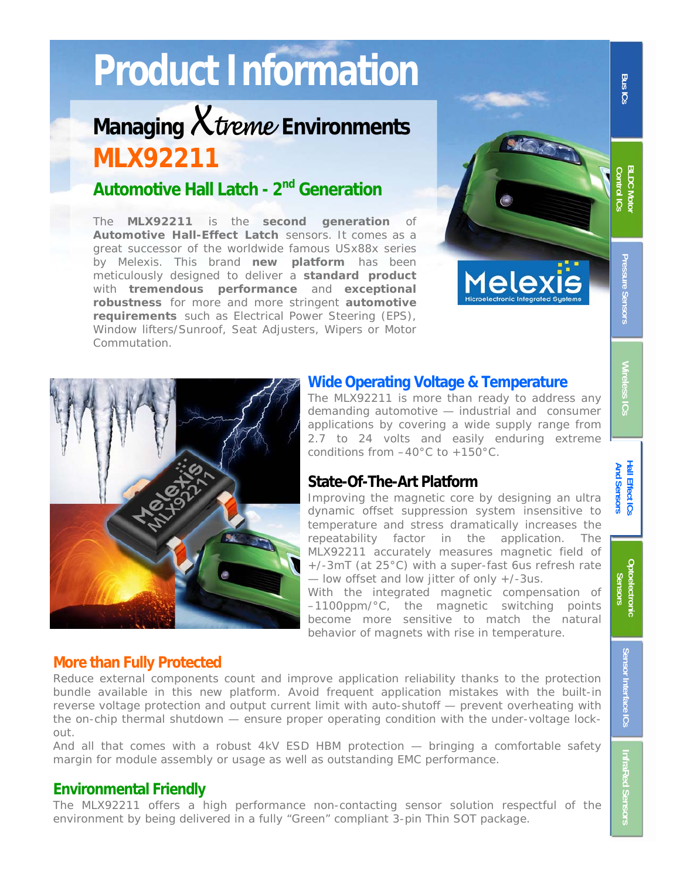# Product Information

## Managing *Xtreme* Environments

# MLX92211

## Automotive Hall Latch - 2nd Generation

The **MLX92211** is the **second generation** of **Automotive Hall-Effect Latch** sensors. It comes as a great successor of the worldwide famous USx88x series by Melexis. This brand **new platform** has been meticulously designed to deliver a **standard product** with **tremendous performance** and **exceptional robustness** for more and more stringent **automotive requirements** such as Electrical Power Steering (EPS), Window lifters/Sunroof, Seat Adjusters, Wipers or Motor Commutation.

### Wide Operating Voltage & Temperature

The MLX92211 is more than ready to address any demanding automotive — industrial and consumer applications by covering a wide supply range from 2.7 to 24 volts and easily enduring extreme conditions from –40°C to +150°C.

### State-Of-The-Art Platform

Improving the magnetic core by designing an ultra dynamic offset suppression system insensitive to temperature and stress dramatically increases the repeatability factor in the application. The MLX92211 accurately measures magnetic field of +/-3mT (at 25°C) with a super-fast 6us refresh rate — low offset and low jitter of only +/-3us.

With the integrated magnetic compensation of –1100ppm/°C, the magnetic switching points become more sensitive to match the natural behavior of magnets with rise in temperature.

### More than Fully Protected

Reduce external components count and improve application reliability thanks to the protection bundle available in this new platform. Avoid frequent application mistakes with the built-in reverse voltage protection and output current limit with auto-shutoff — prevent overheating with the on-chip thermal shutdown — ensure proper operating condition with the under-voltage lock-out.

And all that comes with a robust 4kV ESD HBM protection — bringing a comfortable safety margin for module assembly or usage as well as outstanding EMC performance.

### Environmental Friendly

The MLX92211 offers a high performance non-contacting sensor solution respectful of the environment by being delivered in a fully "Green" compliant 3-pin Thin SOT package.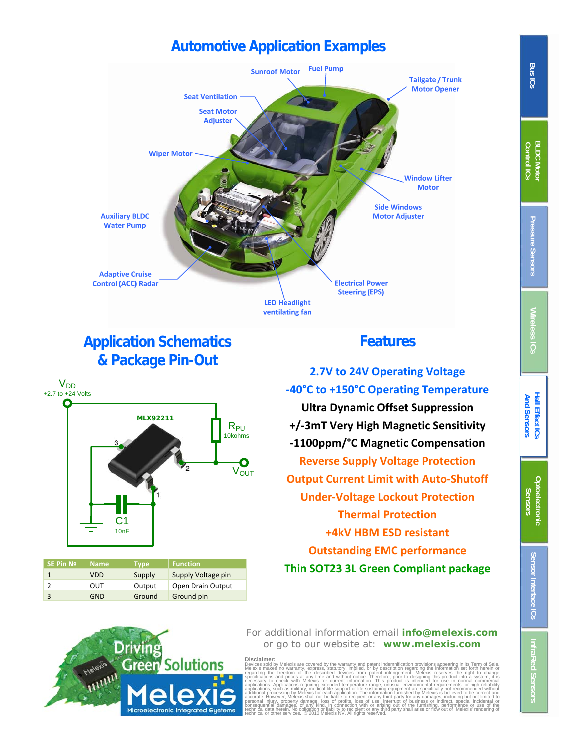# Automotive Application Examples

Sunroof Motor
Fuel Pump
Tailgate / Trunk Motor Opener
Seat Ventilation
Seat Motor Adjuster
Wiper Motor
Window Lifter Motor
Side Windows Motor Adjuster
Auxiliary BLDC Water Pump
Adaptive Cruise Control (ACC) Radar
Electrical Power Steering (EPS)
LED Headlight ventilating fan

## Application Schematics & Package Pin-Out

$V_{DD}$
+2.7 to +24 Volts
MLX92211
$R_{PU}$
10kohms
$V_{OUT}$
C1
10nF
1
2
3

| SE Pin № | Name | Type | Function |
|---|---|---|---|
| 1 | VDD | Supply | Supply Voltage pin |
| 2 | OUT | Output | Open Drain Output |
| 3 | GND | Ground | Ground pin |

## Features

- 2.7V to 24V Operating Voltage
- -40°C to +150°C Operating Temperature
- Ultra Dynamic Offset Suppression
- +/-3mT Very High Magnetic Sensitivity
- -1100ppm/°C Magnetic Compensation
- Reverse Supply Voltage Protection
- Output Current Limit with Auto-Shutoff
- Under-Voltage Lockout Protection
- Thermal Protection
- +4kV HBM ESD resistant
- Outstanding EMC performance
- Thin SOT23 3L Green Compliant package

Driving Green Solutions

Melexis
Microelectronic Integrated Systems

For additional information email **info@melexis.com**
or go to our website at: **www.melexis.com**

**Disclaimer:**
Devices sold by Melexis are covered by the warranty and patent indemnification provisions appearing in its Term of Sale. Melexis makes no warranty, express, statutory, implied, or by description regarding the information set forth herein or regarding the freedom of the described devices from patent infringement. Melexis reserves the right to change specifications and prices at any time and without notice. Therefore, prior to designing this product into a system, it is necessary to check with Melexis for current information. This product is intended for use in normal commercial applications. Applications requiring extended temperature range, unusual environmental requirements, or high reliability applications, such as military, medical life-support or life-sustaining equipment are specifically not recommended without additional processing by Melexis for each application. The information furnished by Melexis is believed to be correct and accurate. However, Melexis shall not be liable to recipient or any third party for any damages, including but not limited to personal injury, property damage, loss of profits, loss of use, interrupt of business or indirect, special incidental or consequential damages, of any kind, in connection with or arising out of the furnishing, performance or use of the technical data herein. No obligation or liability to recipient or any third party shall arise or flow out of Melexis' rendering of technical or other services. © 2010 Melexis NV. All rights reserved.

Bus ICs
BLDC Motor Control ICs
Pressure Sensors
Wireless ICs
Hall Effect ICs And Sensors
Optoelectronic Sensors
Sensor Interface ICs
InfraRed Sensors